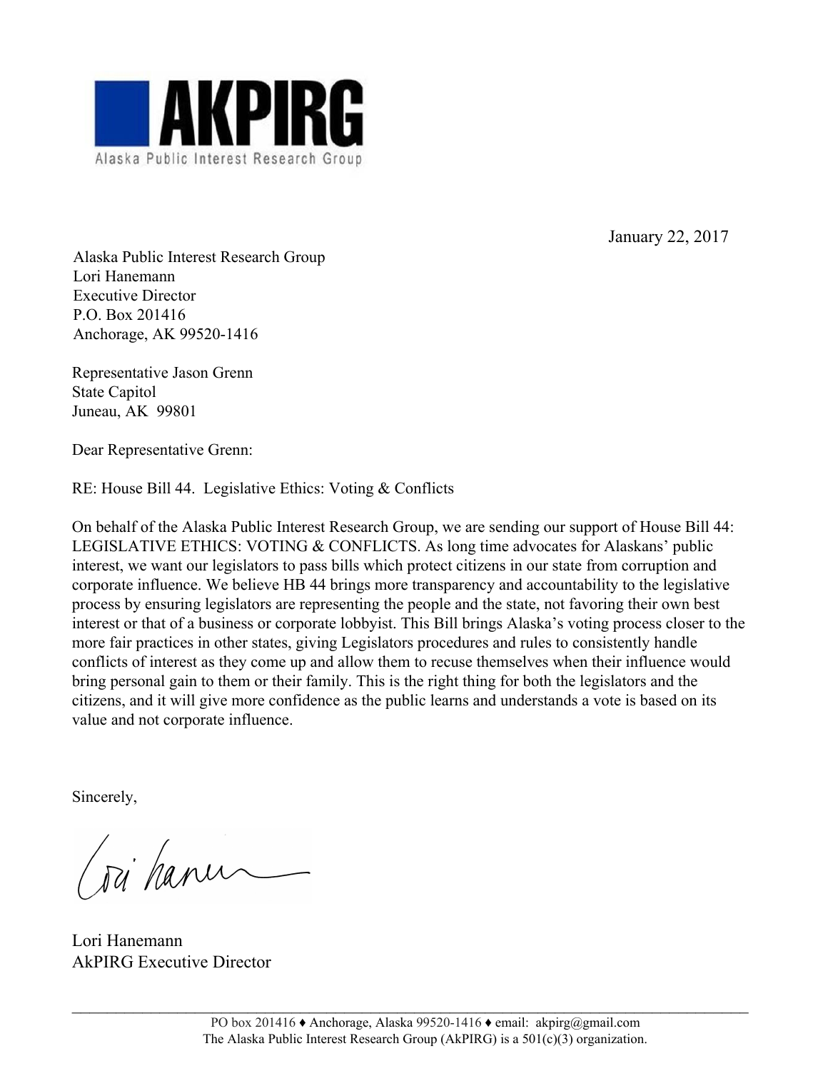**AKPIRG**

Alaska Public Interest Research Group

January 22, 2017

Alaska Public Interest Research Group
Lori Hanemann
Executive Director
P.O. Box 201416
Anchorage, AK 99520-1416

Representative Jason Grenn
State Capitol
Juneau, AK 99801

Dear Representative Grenn:

RE: House Bill 44. Legislative Ethics: Voting & Conflicts

On behalf of the Alaska Public Interest Research Group, we are sending our support of House Bill 44: LEGISLATIVE ETHICS: VOTING & CONFLICTS. As long time advocates for Alaskans' public interest, we want our legislators to pass bills which protect citizens in our state from corruption and corporate influence. We believe HB 44 brings more transparency and accountability to the legislative process by ensuring legislators are representing the people and the state, not favoring their own best interest or that of a business or corporate lobbyist. This Bill brings Alaska's voting process closer to the more fair practices in other states, giving Legislators procedures and rules to consistently handle conflicts of interest as they come up and allow them to recuse themselves when their influence would bring personal gain to them or their family. This is the right thing for both the legislators and the citizens, and it will give more confidence as the public learns and understands a vote is based on its value and not corporate influence.

Sincerely,

Lori Hanemann
AkPIRG Executive Director

PO box 201416 ♦ Anchorage, Alaska 99520-1416 ♦ email: akpirg@gmail.com
The Alaska Public Interest Research Group (AkPIRG) is a 501(c)(3) organization.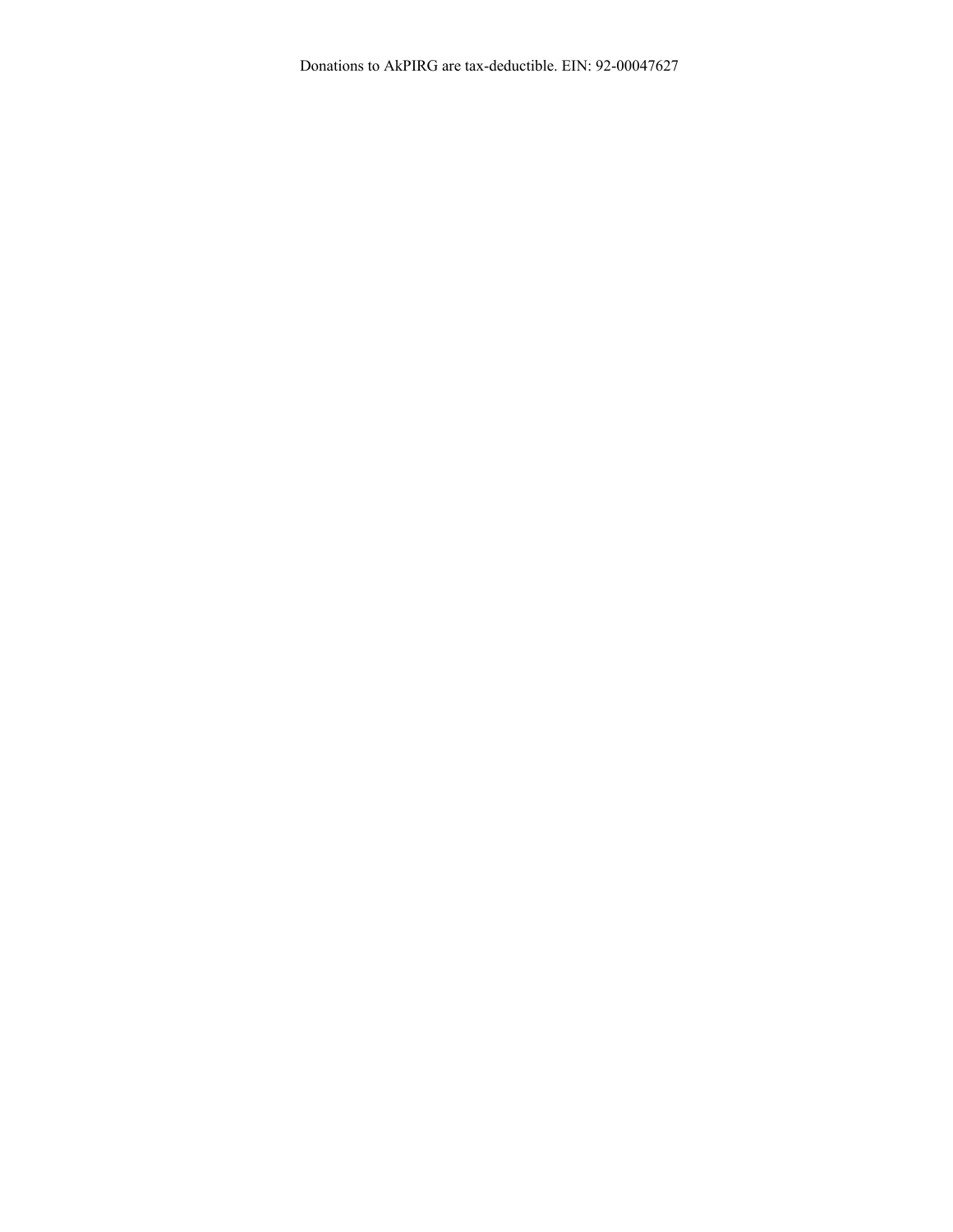Donations to AkPIRG are tax-deductible. EIN: 92-00047627